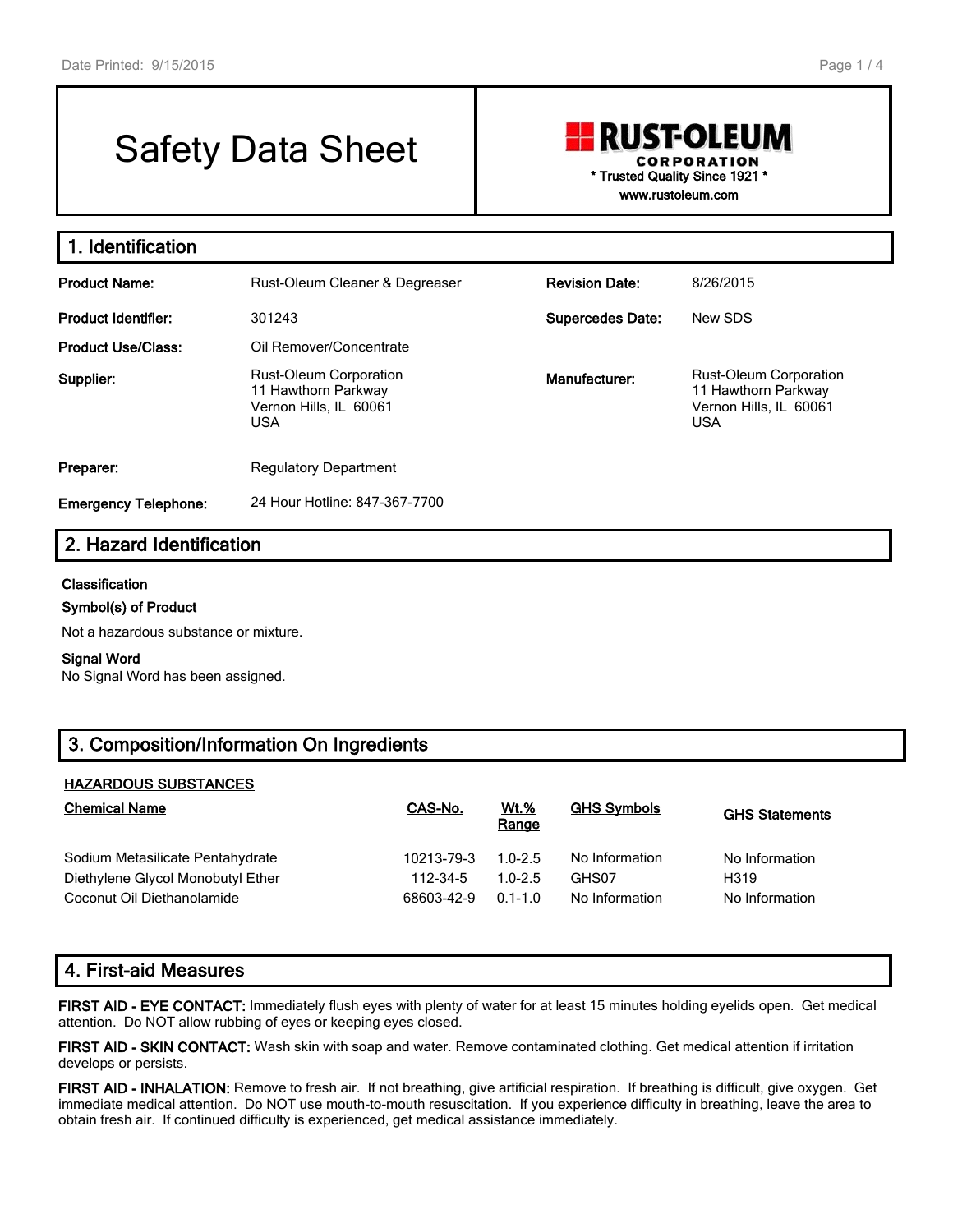# Safety Data Sheet

**RUST-OLEUM CORPORATION**
\* Trusted Quality Since 1921 \*
www.rustoleum.com

## 1. Identification

| | | | |
|---|---|---|---|
| **Product Name:** | Rust-Oleum Cleaner & Degreaser | **Revision Date:** | 8/26/2015 |
| **Product Identifier:** | 301243 | **Supercedes Date:** | New SDS |
| **Product Use/Class:** | Oil Remover/Concentrate | | |
| **Supplier:** | Rust-Oleum Corporation<br>11 Hawthorn Parkway<br>Vernon Hills, IL 60061<br>USA | **Manufacturer:** | Rust-Oleum Corporation<br>11 Hawthorn Parkway<br>Vernon Hills, IL 60061<br>USA |
| **Preparer:** | Regulatory Department | | |
| **Emergency Telephone:** | 24 Hour Hotline: 847-367-7700 | | |

## 2. Hazard Identification

**Classification**

**Symbol(s) of Product**

Not a hazardous substance or mixture.

**Signal Word**

No Signal Word has been assigned.

## 3. Composition/Information On Ingredients

**HAZARDOUS SUBSTANCES**

| Chemical Name | CAS-No. | Wt.% Range | GHS Symbols | GHS Statements |
|---|---|---|---|---|
| Sodium Metasilicate Pentahydrate | 10213-79-3 | 1.0-2.5 | No Information | No Information |
| Diethylene Glycol Monobutyl Ether | 112-34-5 | 1.0-2.5 | GHS07 | H319 |
| Coconut Oil Diethanolamide | 68603-42-9 | 0.1-1.0 | No Information | No Information |

## 4. First-aid Measures

**FIRST AID - EYE CONTACT:** Immediately flush eyes with plenty of water for at least 15 minutes holding eyelids open. Get medical attention. Do NOT allow rubbing of eyes or keeping eyes closed.

**FIRST AID - SKIN CONTACT:** Wash skin with soap and water. Remove contaminated clothing. Get medical attention if irritation develops or persists.

**FIRST AID - INHALATION:** Remove to fresh air. If not breathing, give artificial respiration. If breathing is difficult, give oxygen. Get immediate medical attention. Do NOT use mouth-to-mouth resuscitation. If you experience difficulty in breathing, leave the area to obtain fresh air. If continued difficulty is experienced, get medical assistance immediately.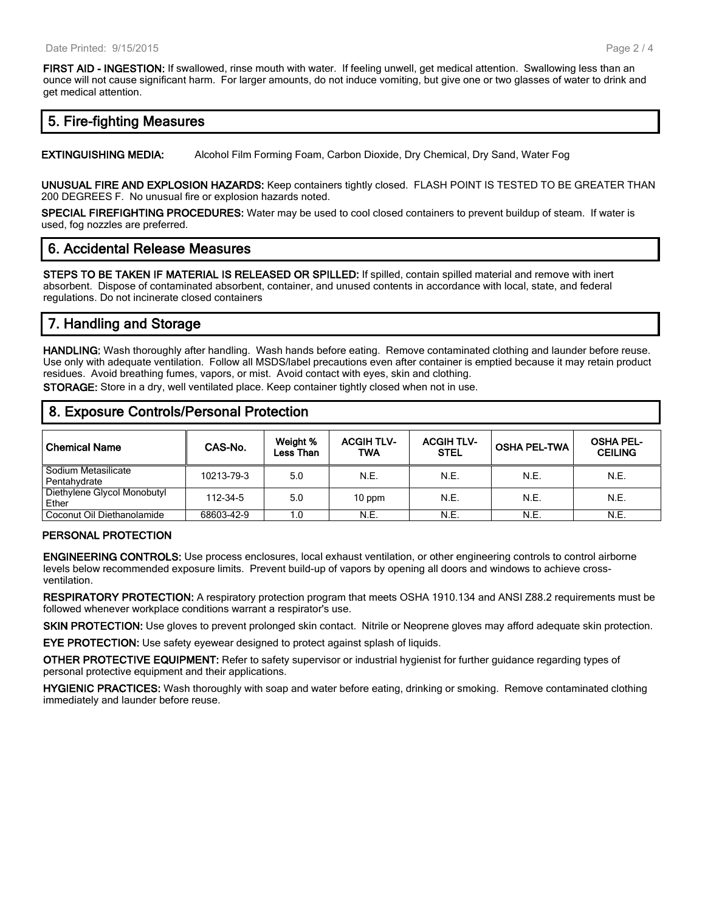**FIRST AID - INGESTION:** If swallowed, rinse mouth with water. If feeling unwell, get medical attention. Swallowing less than an ounce will not cause significant harm. For larger amounts, do not induce vomiting, but give one or two glasses of water to drink and get medical attention.

## 5. Fire-fighting Measures

**EXTINGUISHING MEDIA:** Alcohol Film Forming Foam, Carbon Dioxide, Dry Chemical, Dry Sand, Water Fog

**UNUSUAL FIRE AND EXPLOSION HAZARDS:** Keep containers tightly closed. FLASH POINT IS TESTED TO BE GREATER THAN 200 DEGREES F. No unusual fire or explosion hazards noted.

**SPECIAL FIREFIGHTING PROCEDURES:** Water may be used to cool closed containers to prevent buildup of steam. If water is used, fog nozzles are preferred.

## 6. Accidental Release Measures

**STEPS TO BE TAKEN IF MATERIAL IS RELEASED OR SPILLED:** If spilled, contain spilled material and remove with inert absorbent. Dispose of contaminated absorbent, container, and unused contents in accordance with local, state, and federal regulations. Do not incinerate closed containers

## 7. Handling and Storage

**HANDLING:** Wash thoroughly after handling. Wash hands before eating. Remove contaminated clothing and launder before reuse. Use only with adequate ventilation. Follow all MSDS/label precautions even after container is emptied because it may retain product residues. Avoid breathing fumes, vapors, or mist. Avoid contact with eyes, skin and clothing.

**STORAGE:** Store in a dry, well ventilated place. Keep container tightly closed when not in use.

## 8. Exposure Controls/Personal Protection

| Chemical Name | CAS-No. | Weight % Less Than | ACGIH TLV-TWA | ACGIH TLV-STEL | OSHA PEL-TWA | OSHA PEL-CEILING |
|---|---|---|---|---|---|---|
| Sodium Metasilicate Pentahydrate | 10213-79-3 | 5.0 | N.E. | N.E. | N.E. | N.E. |
| Diethylene Glycol Monobutyl Ether | 112-34-5 | 5.0 | 10 ppm | N.E. | N.E. | N.E. |
| Coconut Oil Diethanolamide | 68603-42-9 | 1.0 | N.E. | N.E. | N.E. | N.E. |

### PERSONAL PROTECTION

**ENGINEERING CONTROLS:** Use process enclosures, local exhaust ventilation, or other engineering controls to control airborne levels below recommended exposure limits. Prevent build-up of vapors by opening all doors and windows to achieve cross-ventilation.

**RESPIRATORY PROTECTION:** A respiratory protection program that meets OSHA 1910.134 and ANSI Z88.2 requirements must be followed whenever workplace conditions warrant a respirator's use.

**SKIN PROTECTION:** Use gloves to prevent prolonged skin contact. Nitrile or Neoprene gloves may afford adequate skin protection.

**EYE PROTECTION:** Use safety eyewear designed to protect against splash of liquids.

**OTHER PROTECTIVE EQUIPMENT:** Refer to safety supervisor or industrial hygienist for further guidance regarding types of personal protective equipment and their applications.

**HYGIENIC PRACTICES:** Wash thoroughly with soap and water before eating, drinking or smoking. Remove contaminated clothing immediately and launder before reuse.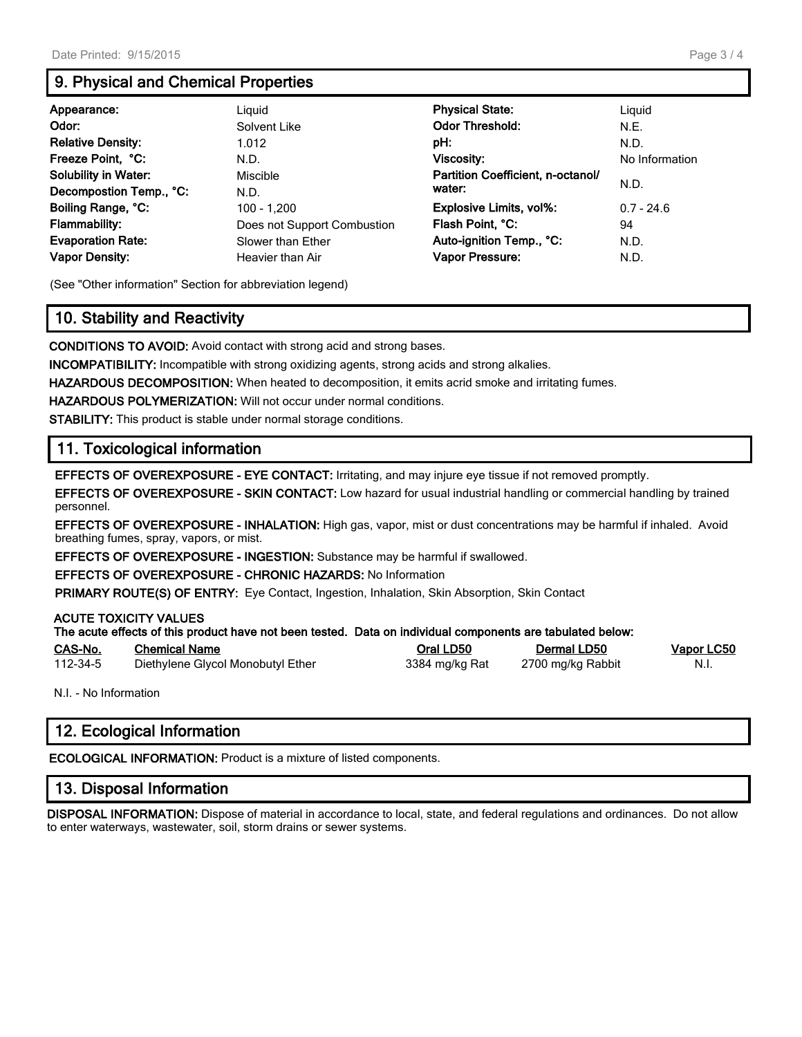## 9. Physical and Chemical Properties

| | | | |
|---|---|---|---|
| **Appearance:** | Liquid | **Physical State:** | Liquid |
| **Odor:** | Solvent Like | **Odor Threshold:** | N.E. |
| **Relative Density:** | 1.012 | **pH:** | N.D. |
| **Freeze Point, °C:** | N.D. | **Viscosity:** | No Information |
| **Solubility in Water:** | Miscible | **Partition Coefficient, n-octanol/ water:** | N.D. |
| **Decompostion Temp., °C:** | N.D. | | |
| **Boiling Range, °C:** | 100 - 1,200 | **Explosive Limits, vol%:** | 0.7 - 24.6 |
| **Flammability:** | Does not Support Combustion | **Flash Point, °C:** | 94 |
| **Evaporation Rate:** | Slower than Ether | **Auto-ignition Temp., °C:** | N.D. |
| **Vapor Density:** | Heavier than Air | **Vapor Pressure:** | N.D. |

(See "Other information" Section for abbreviation legend)

## 10. Stability and Reactivity

**CONDITIONS TO AVOID:** Avoid contact with strong acid and strong bases.

**INCOMPATIBILITY:** Incompatible with strong oxidizing agents, strong acids and strong alkalies.

**HAZARDOUS DECOMPOSITION:** When heated to decomposition, it emits acrid smoke and irritating fumes.

**HAZARDOUS POLYMERIZATION:** Will not occur under normal conditions.

**STABILITY:** This product is stable under normal storage conditions.

## 11. Toxicological information

**EFFECTS OF OVEREXPOSURE - EYE CONTACT:** Irritating, and may injure eye tissue if not removed promptly.

**EFFECTS OF OVEREXPOSURE - SKIN CONTACT:** Low hazard for usual industrial handling or commercial handling by trained personnel.

**EFFECTS OF OVEREXPOSURE - INHALATION:** High gas, vapor, mist or dust concentrations may be harmful if inhaled. Avoid breathing fumes, spray, vapors, or mist.

**EFFECTS OF OVEREXPOSURE - INGESTION:** Substance may be harmful if swallowed.

**EFFECTS OF OVEREXPOSURE - CHRONIC HAZARDS:** No Information

**PRIMARY ROUTE(S) OF ENTRY:** Eye Contact, Ingestion, Inhalation, Skin Absorption, Skin Contact

**ACUTE TOXICITY VALUES**
**The acute effects of this product have not been tested. Data on individual components are tabulated below:**

| CAS-No. | Chemical Name | Oral LD50 | Dermal LD50 | Vapor LC50 |
|---|---|---|---|---|
| 112-34-5 | Diethylene Glycol Monobutyl Ether | 3384 mg/kg Rat | 2700 mg/kg Rabbit | N.I. |

N.I. - No Information

## 12. Ecological Information

**ECOLOGICAL INFORMATION:** Product is a mixture of listed components.

## 13. Disposal Information

**DISPOSAL INFORMATION:** Dispose of material in accordance to local, state, and federal regulations and ordinances. Do not allow to enter waterways, wastewater, soil, storm drains or sewer systems.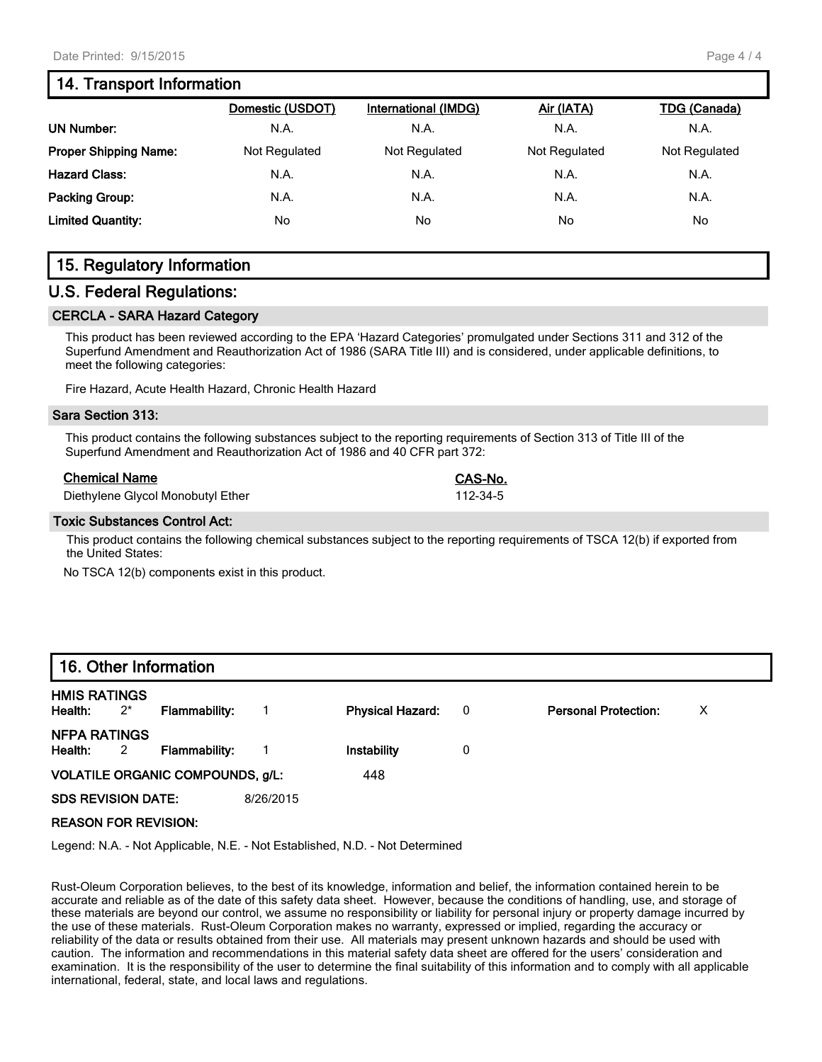## 14. Transport Information

| | Domestic (USDOT) | International (IMDG) | Air (IATA) | TDG (Canada) |
|---|---|---|---|---|
| **UN Number:** | N.A. | N.A. | N.A. | N.A. |
| **Proper Shipping Name:** | Not Regulated | Not Regulated | Not Regulated | Not Regulated |
| **Hazard Class:** | N.A. | N.A. | N.A. | N.A. |
| **Packing Group:** | N.A. | N.A. | N.A. | N.A. |
| **Limited Quantity:** | No | No | No | No |

## 15. Regulatory Information

## U.S. Federal Regulations:

### CERCLA - SARA Hazard Category

This product has been reviewed according to the EPA 'Hazard Categories' promulgated under Sections 311 and 312 of the Superfund Amendment and Reauthorization Act of 1986 (SARA Title III) and is considered, under applicable definitions, to meet the following categories:

Fire Hazard, Acute Health Hazard, Chronic Health Hazard

### Sara Section 313:

This product contains the following substances subject to the reporting requirements of Section 313 of Title III of the Superfund Amendment and Reauthorization Act of 1986 and 40 CFR part 372:

| Chemical Name | CAS-No. |
|---|---|
| Diethylene Glycol Monobutyl Ether | 112-34-5 |

### Toxic Substances Control Act:

This product contains the following chemical substances subject to the reporting requirements of TSCA 12(b) if exported from the United States:

No TSCA 12(b) components exist in this product.

## 16. Other Information

**HMIS RATINGS**

| | | | | | | | |
|---|---|---|---|---|---|---|---|
| **Health:** | 2* | **Flammability:** | 1 | **Physical Hazard:** | 0 | **Personal Protection:** | X |

**NFPA RATINGS**

| | | | | | |
|---|---|---|---|---|---|
| **Health:** | 2 | **Flammability:** | 1 | **Instability** | 0 |

**VOLATILE ORGANIC COMPOUNDS, g/L:** 448

**SDS REVISION DATE:** 8/26/2015

**REASON FOR REVISION:**

Legend: N.A. - Not Applicable, N.E. - Not Established, N.D. - Not Determined

Rust-Oleum Corporation believes, to the best of its knowledge, information and belief, the information contained herein to be accurate and reliable as of the date of this safety data sheet. However, because the conditions of handling, use, and storage of these materials are beyond our control, we assume no responsibility or liability for personal injury or property damage incurred by the use of these materials. Rust-Oleum Corporation makes no warranty, expressed or implied, regarding the accuracy or reliability of the data or results obtained from their use. All materials may present unknown hazards and should be used with caution. The information and recommendations in this material safety data sheet are offered for the users' consideration and examination. It is the responsibility of the user to determine the final suitability of this information and to comply with all applicable international, federal, state, and local laws and regulations.